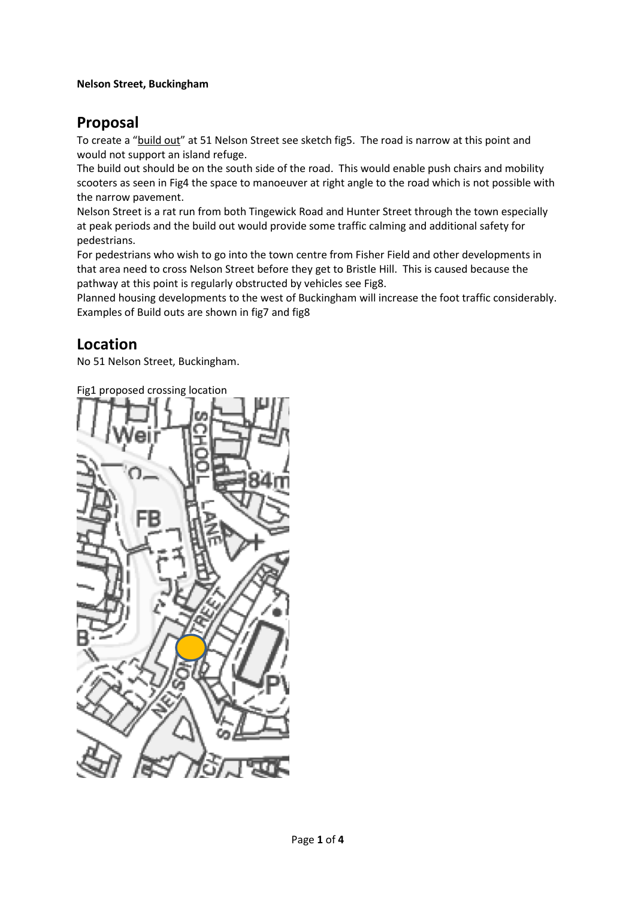**Nelson Street, Buckingham**

## Proposal

To create a "build out" at 51 Nelson Street see sketch fig5. The road is narrow at this point and would not support an island refuge.
The build out should be on the south side of the road. This would enable push chairs and mobility scooters as seen in Fig4 the space to manoeuver at right angle to the road which is not possible with the narrow pavement.
Nelson Street is a rat run from both Tingewick Road and Hunter Street through the town especially at peak periods and the build out would provide some traffic calming and additional safety for pedestrians.
For pedestrians who wish to go into the town centre from Fisher Field and other developments in that area need to cross Nelson Street before they get to Bristle Hill. This is caused because the pathway at this point is regularly obstructed by vehicles see Fig8.
Planned housing developments to the west of Buckingham will increase the foot traffic considerably.
Examples of Build outs are shown in fig7 and fig8

## Location

No 51 Nelson Street, Buckingham.

Fig1 proposed crossing location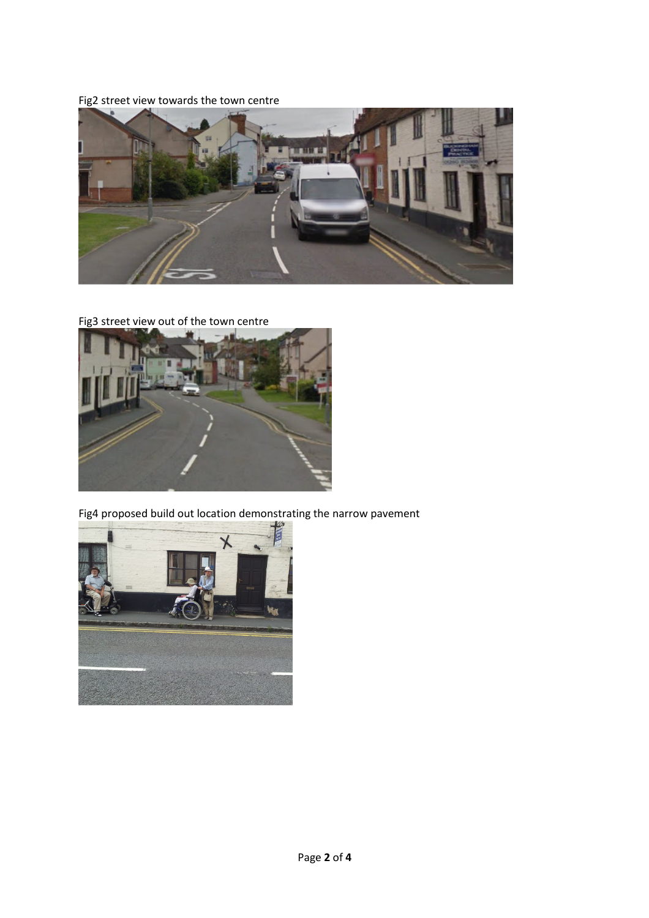Fig2 street view towards the town centre

Fig3 street view out of the town centre

Fig4 proposed build out location demonstrating the narrow pavement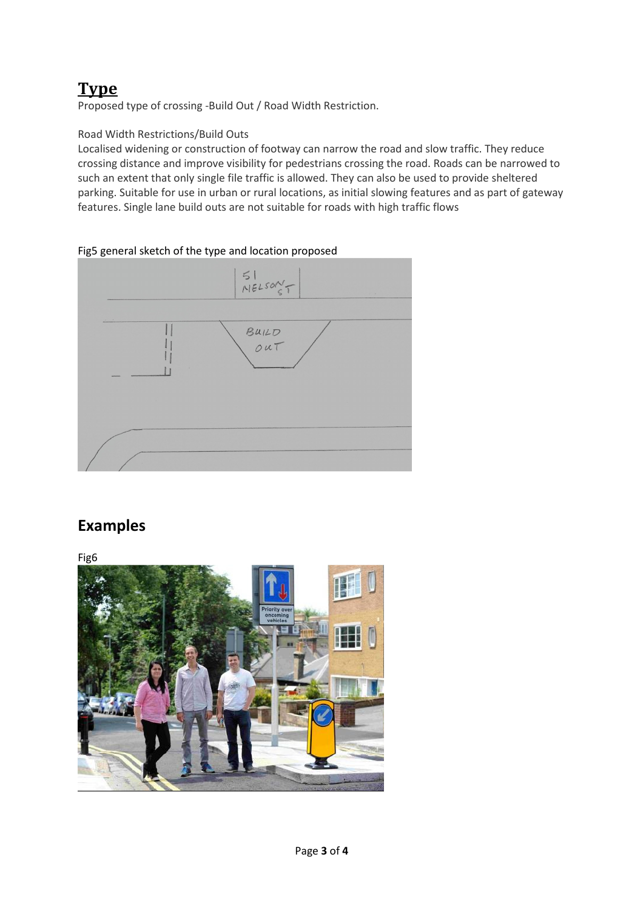# Type

Proposed type of crossing -Build Out / Road Width Restriction.

Road Width Restrictions/Build Outs

Localised widening or construction of footway can narrow the road and slow traffic. They reduce crossing distance and improve visibility for pedestrians crossing the road. Roads can be narrowed to such an extent that only single file traffic is allowed. They can also be used to provide sheltered parking. Suitable for use in urban or rural locations, as initial slowing features and as part of gateway features. Single lane build outs are not suitable for roads with high traffic flows

Fig5 general sketch of the type and location proposed

## Examples

Fig6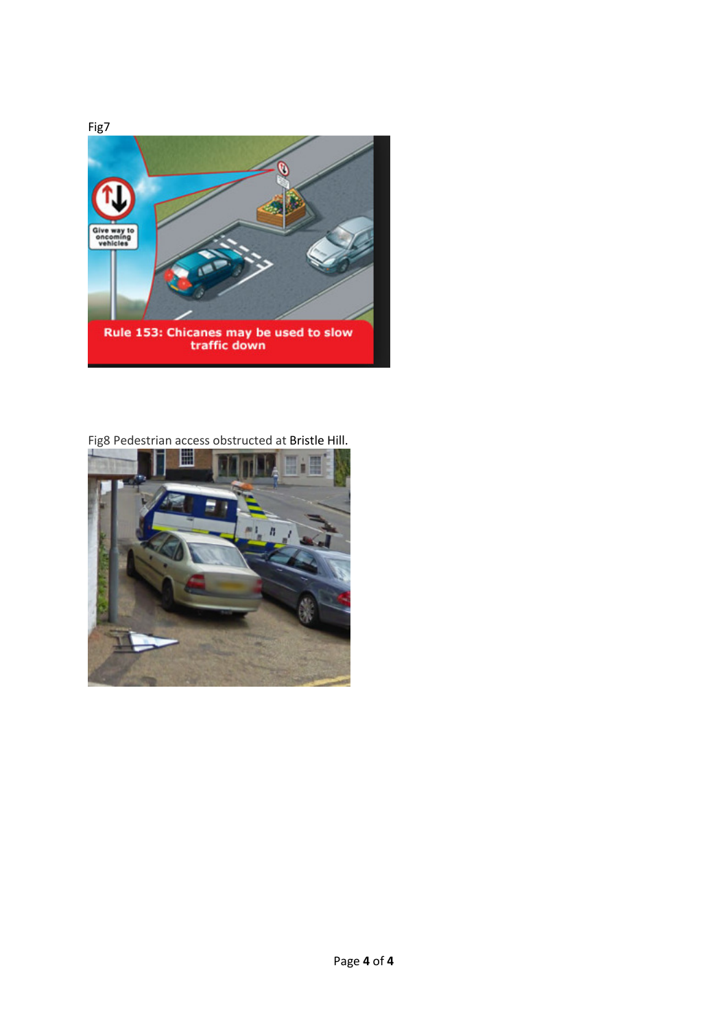Fig7

Fig8 Pedestrian access obstructed at Bristle Hill.